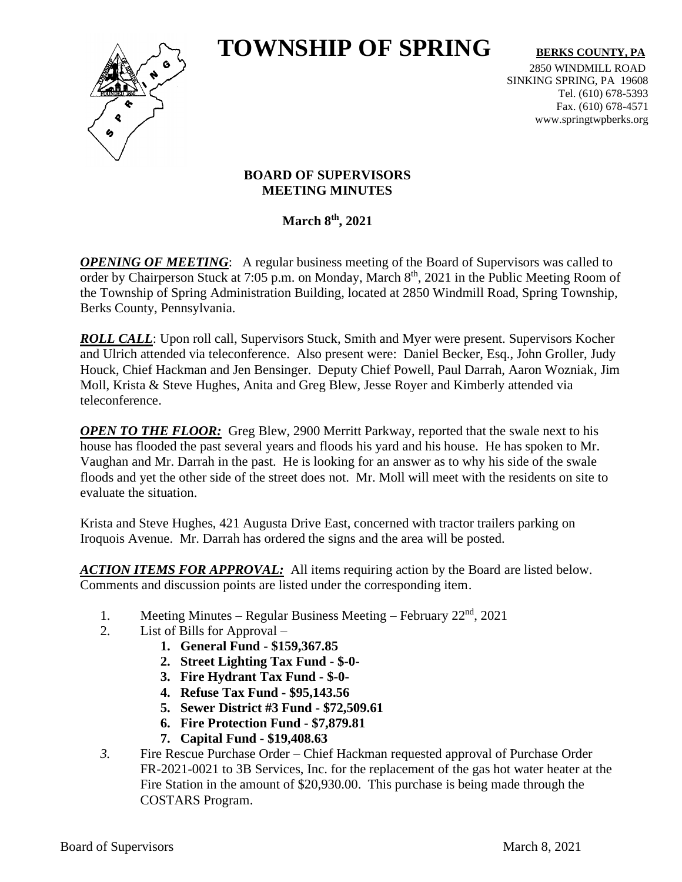# TOWNSHIP OF SPRING

**BERKS COUNTY, PA**

2850 WINDMILL ROAD
SINKING SPRING, PA 19608
Tel. (610) 678-5393
Fax. (610) 678-4571
www.springtwpberks.org

## BOARD OF SUPERVISORS MEETING MINUTES

**March 8th, 2021**

***OPENING OF MEETING***: A regular business meeting of the Board of Supervisors was called to order by Chairperson Stuck at 7:05 p.m. on Monday, March 8th, 2021 in the Public Meeting Room of the Township of Spring Administration Building, located at 2850 Windmill Road, Spring Township, Berks County, Pennsylvania.

***ROLL CALL***: Upon roll call, Supervisors Stuck, Smith and Myer were present. Supervisors Kocher and Ulrich attended via teleconference. Also present were: Daniel Becker, Esq., John Groller, Judy Houck, Chief Hackman and Jen Bensinger. Deputy Chief Powell, Paul Darrah, Aaron Wozniak, Jim Moll, Krista & Steve Hughes, Anita and Greg Blew, Jesse Royer and Kimberly attended via teleconference.

***OPEN TO THE FLOOR:*** Greg Blew, 2900 Merritt Parkway, reported that the swale next to his house has flooded the past several years and floods his yard and his house. He has spoken to Mr. Vaughan and Mr. Darrah in the past. He is looking for an answer as to why his side of the swale floods and yet the other side of the street does not. Mr. Moll will meet with the residents on site to evaluate the situation.

Krista and Steve Hughes, 421 Augusta Drive East, concerned with tractor trailers parking on Iroquois Avenue. Mr. Darrah has ordered the signs and the area will be posted.

***ACTION ITEMS FOR APPROVAL:*** All items requiring action by the Board are listed below. Comments and discussion points are listed under the corresponding item.

1. Meeting Minutes – Regular Business Meeting – February 22nd, 2021
2. List of Bills for Approval –
   1. **General Fund - $159,367.85**
   2. **Street Lighting Tax Fund - $-0-**
   3. **Fire Hydrant Tax Fund - $-0-**
   4. **Refuse Tax Fund - $95,143.56**
   5. **Sewer District #3 Fund - $72,509.61**
   6. **Fire Protection Fund - $7,879.81**
   7. **Capital Fund - $19,408.63**
3. Fire Rescue Purchase Order – Chief Hackman requested approval of Purchase Order FR-2021-0021 to 3B Services, Inc. for the replacement of the gas hot water heater at the Fire Station in the amount of $20,930.00. This purchase is being made through the COSTARS Program.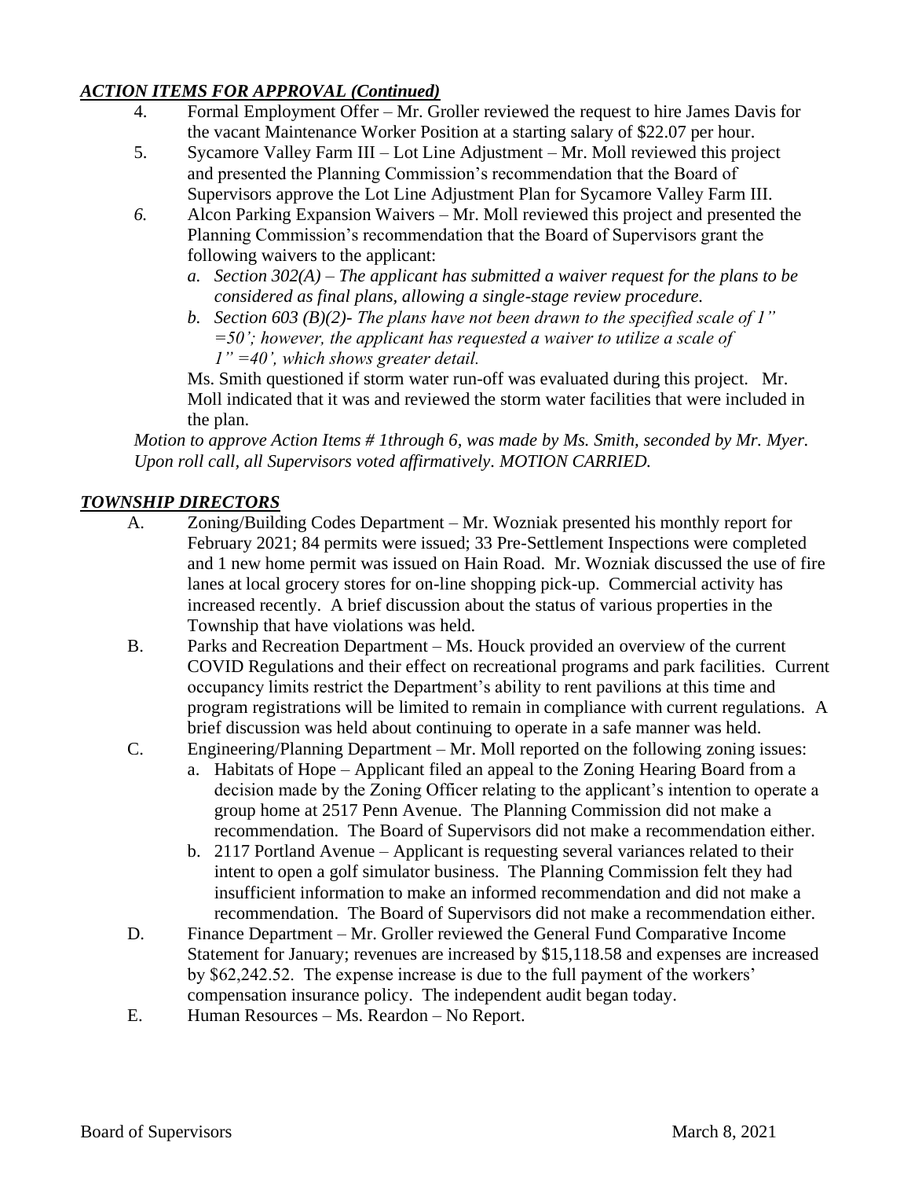## *ACTION ITEMS FOR APPROVAL (Continued)*

4. Formal Employment Offer – Mr. Groller reviewed the request to hire James Davis for the vacant Maintenance Worker Position at a starting salary of $22.07 per hour.
5. Sycamore Valley Farm III – Lot Line Adjustment – Mr. Moll reviewed this project and presented the Planning Commission's recommendation that the Board of Supervisors approve the Lot Line Adjustment Plan for Sycamore Valley Farm III.
6. Alcon Parking Expansion Waivers – Mr. Moll reviewed this project and presented the Planning Commission's recommendation that the Board of Supervisors grant the following waivers to the applicant:
   a. *Section 302(A) – The applicant has submitted a waiver request for the plans to be considered as final plans, allowing a single-stage review procedure.*
   b. *Section 603 (B)(2)- The plans have not been drawn to the specified scale of 1" =50'; however, the applicant has requested a waiver to utilize a scale of 1" =40', which shows greater detail.*

   Ms. Smith questioned if storm water run-off was evaluated during this project. Mr. Moll indicated that it was and reviewed the storm water facilities that were included in the plan.

*Motion to approve Action Items # 1through 6, was made by Ms. Smith, seconded by Mr. Myer. Upon roll call, all Supervisors voted affirmatively. MOTION CARRIED.*

## *TOWNSHIP DIRECTORS*

A. Zoning/Building Codes Department – Mr. Wozniak presented his monthly report for February 2021; 84 permits were issued; 33 Pre-Settlement Inspections were completed and 1 new home permit was issued on Hain Road. Mr. Wozniak discussed the use of fire lanes at local grocery stores for on-line shopping pick-up. Commercial activity has increased recently. A brief discussion about the status of various properties in the Township that have violations was held.

B. Parks and Recreation Department – Ms. Houck provided an overview of the current COVID Regulations and their effect on recreational programs and park facilities. Current occupancy limits restrict the Department's ability to rent pavilions at this time and program registrations will be limited to remain in compliance with current regulations. A brief discussion was held about continuing to operate in a safe manner was held.

C. Engineering/Planning Department – Mr. Moll reported on the following zoning issues:
   a. Habitats of Hope – Applicant filed an appeal to the Zoning Hearing Board from a decision made by the Zoning Officer relating to the applicant's intention to operate a group home at 2517 Penn Avenue. The Planning Commission did not make a recommendation. The Board of Supervisors did not make a recommendation either.
   b. 2117 Portland Avenue – Applicant is requesting several variances related to their intent to open a golf simulator business. The Planning Commission felt they had insufficient information to make an informed recommendation and did not make a recommendation. The Board of Supervisors did not make a recommendation either.

D. Finance Department – Mr. Groller reviewed the General Fund Comparative Income Statement for January; revenues are increased by $15,118.58 and expenses are increased by $62,242.52. The expense increase is due to the full payment of the workers' compensation insurance policy. The independent audit began today.

E. Human Resources – Ms. Reardon – No Report.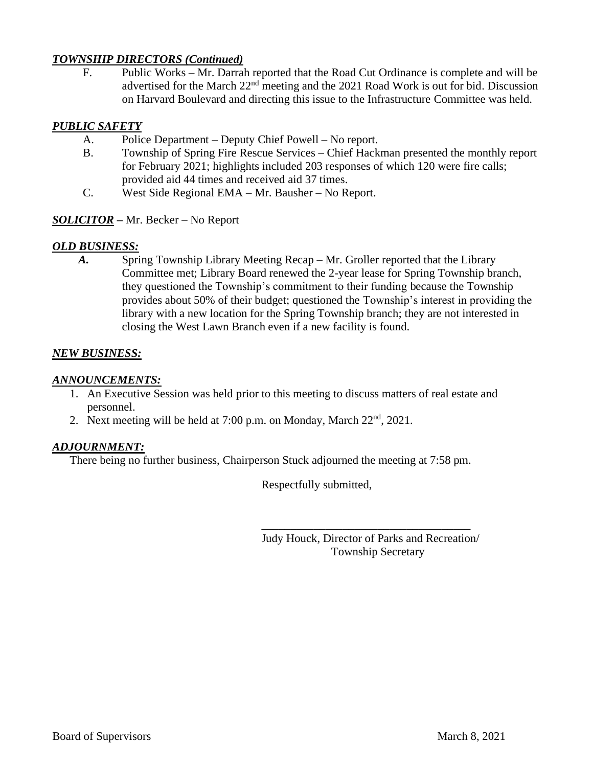***TOWNSHIP DIRECTORS (Continued)***

F. Public Works – Mr. Darrah reported that the Road Cut Ordinance is complete and will be advertised for the March 22nd meeting and the 2021 Road Work is out for bid. Discussion on Harvard Boulevard and directing this issue to the Infrastructure Committee was held.

***PUBLIC SAFETY***

A. Police Department – Deputy Chief Powell – No report.
B. Township of Spring Fire Rescue Services – Chief Hackman presented the monthly report for February 2021; highlights included 203 responses of which 120 were fire calls; provided aid 44 times and received aid 37 times.
C. West Side Regional EMA – Mr. Bausher – No Report.

***SOLICITOR*** – Mr. Becker – No Report

***OLD BUSINESS:***

***A.*** Spring Township Library Meeting Recap – Mr. Groller reported that the Library Committee met; Library Board renewed the 2-year lease for Spring Township branch, they questioned the Township's commitment to their funding because the Township provides about 50% of their budget; questioned the Township's interest in providing the library with a new location for the Spring Township branch; they are not interested in closing the West Lawn Branch even if a new facility is found.

***NEW BUSINESS:***

***ANNOUNCEMENTS:***

1. An Executive Session was held prior to this meeting to discuss matters of real estate and personnel.
2. Next meeting will be held at 7:00 p.m. on Monday, March 22nd, 2021.

***ADJOURNMENT:***

There being no further business, Chairperson Stuck adjourned the meeting at 7:58 pm.

Respectfully submitted,

\_\_\_\_\_\_\_\_\_\_\_\_\_\_\_\_\_\_\_\_\_\_\_\_\_\_\_\_\_\_\_\_\_\_\_

Judy Houck, Director of Parks and Recreation/
Township Secretary